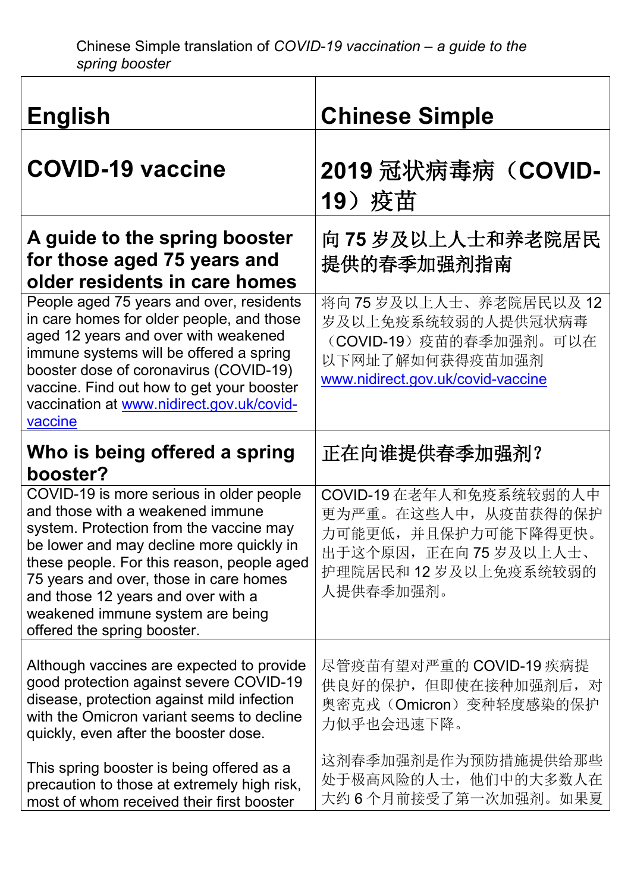Chinese Simple translation of *COVID-19 vaccination – a guide to the spring booster*

| English | Chinese Simple |
|---|---|
| **COVID-19 vaccine** | **2019 冠状病毒病（COVID-19）疫苗** |
| **A guide to the spring booster for those aged 75 years and older residents in care homes** | **向 75 岁及以上人士和养老院居民提供的春季加强剂指南** |
| People aged 75 years and over, residents in care homes for older people, and those aged 12 years and over with weakened immune systems will be offered a spring booster dose of coronavirus (COVID-19) vaccine. Find out how to get your booster vaccination at [www.nidirect.gov.uk/covid-vaccine](www.nidirect.gov.uk/covid-vaccine) | 将向 75 岁及以上人士、养老院居民以及 12 岁及以上免疫系统较弱的人提供冠状病毒（COVID-19）疫苗的春季加强剂。可以在以下网址了解如何获得疫苗加强剂 [www.nidirect.gov.uk/covid-vaccine](www.nidirect.gov.uk/covid-vaccine) |
| **Who is being offered a spring booster?** | **正在向谁提供春季加强剂？** |
| COVID-19 is more serious in older people and those with a weakened immune system. Protection from the vaccine may be lower and may decline more quickly in these people. For this reason, people aged 75 years and over, those in care homes and those 12 years and over with a weakened immune system are being offered the spring booster. | COVID-19 在老年人和免疫系统较弱的人中更为严重。在这些人中，从疫苗获得的保护力可能更低，并且保护力可能下降得更快。出于这个原因，正在向 75 岁及以上人士、护理院居民和 12 岁及以上免疫系统较弱的人提供春季加强剂。 |
| Although vaccines are expected to provide good protection against severe COVID-19 disease, protection against mild infection with the Omicron variant seems to decline quickly, even after the booster dose.<br><br>This spring booster is being offered as a precaution to those at extremely high risk, most of whom received their first booster | 尽管疫苗有望对严重的 COVID-19 疾病提供良好的保护，但即使在接种加强剂后，对奥密克戎（Omicron）变种轻度感染的保护力似乎也会迅速下降。<br><br>这剂春季加强剂是作为预防措施提供给那些处于极高风险的人士，他们中的大多数人在大约 6 个月前接受了第一次加强剂。如果夏 |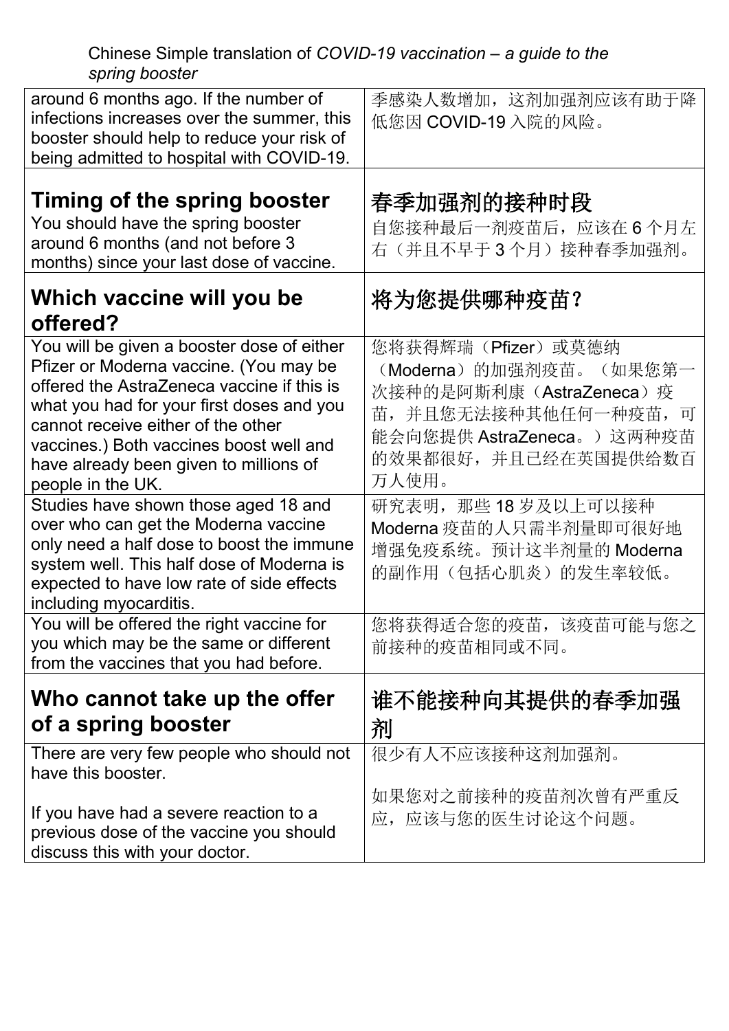| around 6 months ago. If the number of infections increases over the summer, this booster should help to reduce your risk of being admitted to hospital with COVID-19. | 季感染人数增加，这剂加强剂应该有助于降低您因 COVID-19 入院的风险。 |
|---|---|
| **Timing of the spring booster**<br>You should have the spring booster around 6 months (and not before 3 months) since your last dose of vaccine. | **春季加强剂的接种时段**<br>自您接种最后一剂疫苗后，应该在 6 个月左右（并且不早于 3 个月）接种春季加强剂。 |
| **Which vaccine will you be offered?** | **将为您提供哪种疫苗？** |
| You will be given a booster dose of either Pfizer or Moderna vaccine. (You may be offered the AstraZeneca vaccine if this is what you had for your first doses and you cannot receive either of the other vaccines.) Both vaccines boost well and have already been given to millions of people in the UK. | 您将获得辉瑞（Pfizer）或莫德纳（Moderna）的加强剂疫苗。（如果您第一次接种的是阿斯利康（AstraZeneca）疫苗，并且您无法接种其他任何一种疫苗，可能会向您提供 AstraZeneca。）这两种疫苗的效果都很好，并且已经在英国提供给数百万人使用。 |
| Studies have shown those aged 18 and over who can get the Moderna vaccine only need a half dose to boost the immune system well. This half dose of Moderna is expected to have low rate of side effects including myocarditis. | 研究表明，那些 18 岁及以上可以接种 Moderna 疫苗的人只需半剂量即可很好地增强免疫系统。预计这半剂量的 Moderna 的副作用（包括心肌炎）的发生率较低。 |
| You will be offered the right vaccine for you which may be the same or different from the vaccines that you had before. | 您将获得适合您的疫苗，该疫苗可能与您之前接种的疫苗相同或不同。 |
| **Who cannot take up the offer of a spring booster** | **谁不能接种向其提供的春季加强剂** |
| There are very few people who should not have this booster.<br><br>If you have had a severe reaction to a previous dose of the vaccine you should discuss this with your doctor. | 很少有人不应该接种这剂加强剂。<br><br>如果您对之前接种的疫苗剂次曾有严重反应，应该与您的医生讨论这个问题。 |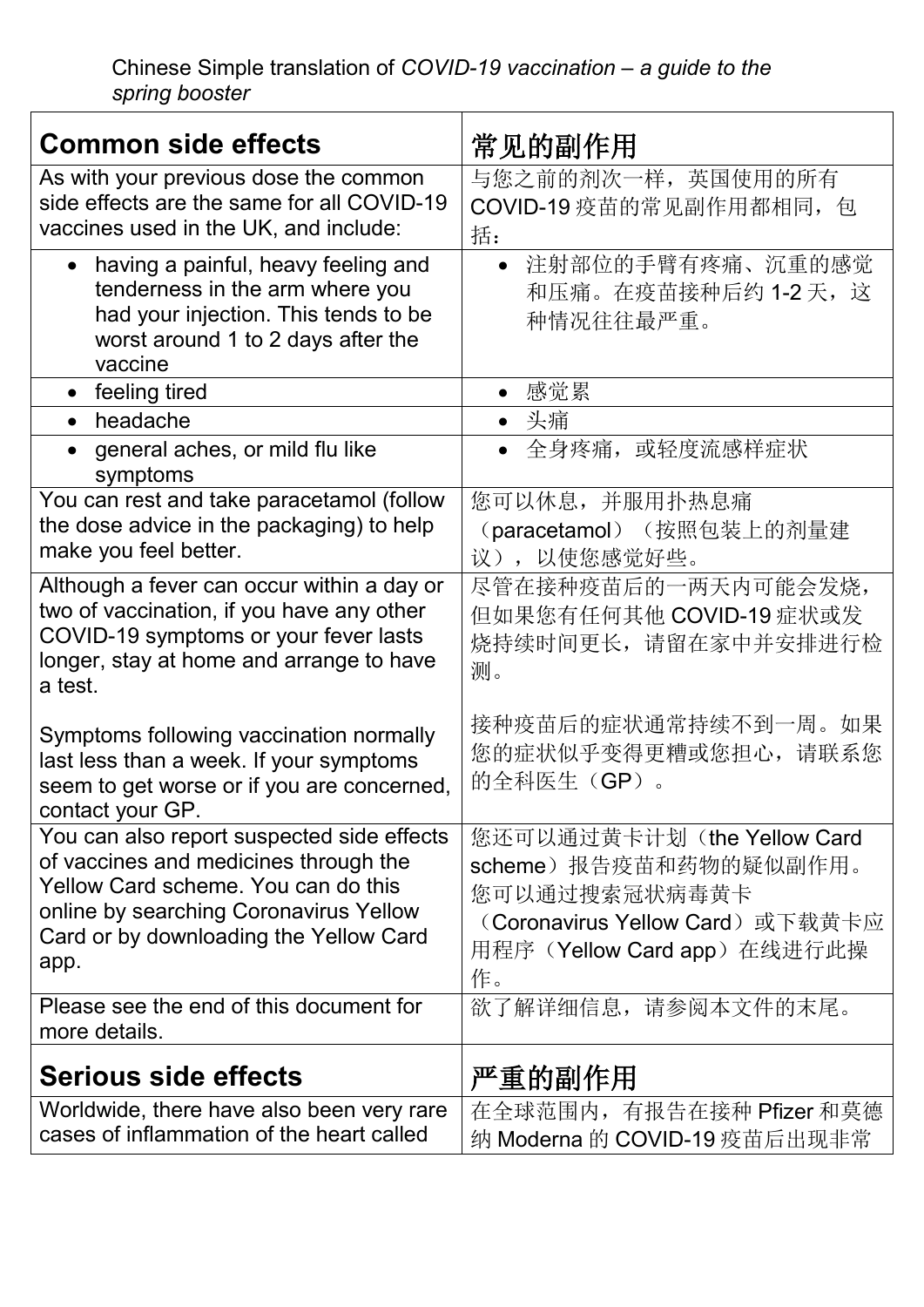Chinese Simple translation of *COVID-19 vaccination – a guide to the spring booster*

| **Common side effects** | **常见的副作用** |
|---|---|
| As with your previous dose the common side effects are the same for all COVID-19 vaccines used in the UK, and include: | 与您之前的剂次一样，英国使用的所有 COVID-19 疫苗的常见副作用都相同，包括： |
| • having a painful, heavy feeling and tenderness in the arm where you had your injection. This tends to be worst around 1 to 2 days after the vaccine | • 注射部位的手臂有疼痛、沉重的感觉和压痛。在疫苗接种后约 1-2 天，这种情况往往最严重。 |
| • feeling tired | • 感觉累 |
| • headache | • 头痛 |
| • general aches, or mild flu like symptoms | • 全身疼痛，或轻度流感样症状 |
| You can rest and take paracetamol (follow the dose advice in the packaging) to help make you feel better. | 您可以休息，并服用扑热息痛（paracetamol）（按照包装上的剂量建议），以使您感觉好些。 |
| Although a fever can occur within a day or two of vaccination, if you have any other COVID-19 symptoms or your fever lasts longer, stay at home and arrange to have a test.<br><br>Symptoms following vaccination normally last less than a week. If your symptoms seem to get worse or if you are concerned, contact your GP. | 尽管在接种疫苗后的一两天内可能会发烧，但如果您有任何其他 COVID-19 症状或发烧持续时间更长，请留在家中并安排进行检测。<br><br>接种疫苗后的症状通常持续不到一周。如果您的症状似乎变得更糟或您担心，请联系您的全科医生（GP）。 |
| You can also report suspected side effects of vaccines and medicines through the Yellow Card scheme. You can do this online by searching Coronavirus Yellow Card or by downloading the Yellow Card app. | 您还可以通过黄卡计划（the Yellow Card scheme）报告疫苗和药物的疑似副作用。您可以通过搜索冠状病毒黄卡（Coronavirus Yellow Card）或下载黄卡应用程序（Yellow Card app）在线进行此操作。 |
| Please see the end of this document for more details. | 欲了解详细信息，请参阅本文件的末尾。 |
| **Serious side effects** | **严重的副作用** |
| Worldwide, there have also been very rare cases of inflammation of the heart called | 在全球范围内，有报告在接种 Pfizer 和莫德纳 Moderna 的 COVID-19 疫苗后出现非常 |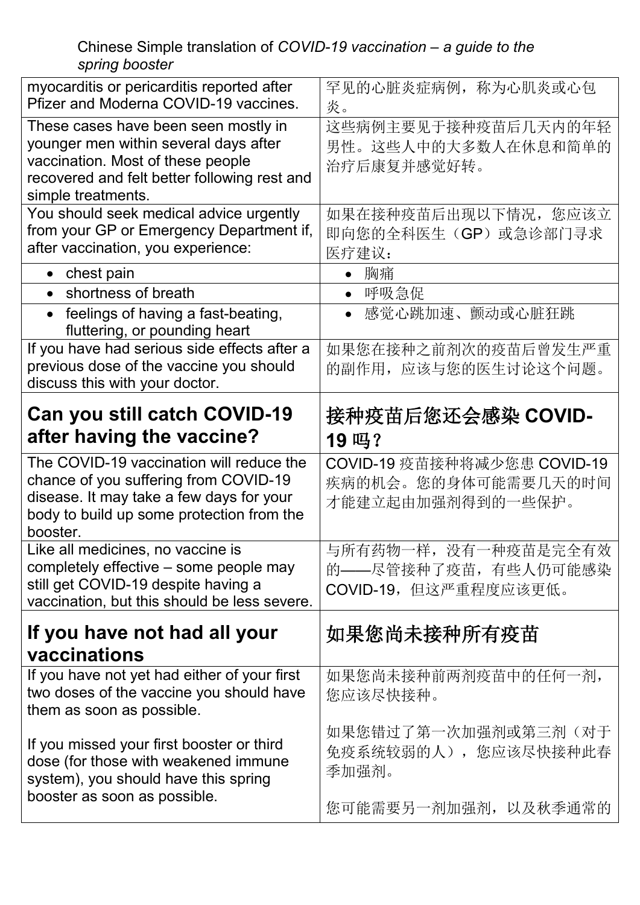Chinese Simple translation of *COVID-19 vaccination – a guide to the spring booster*

| | |
|---|---|
| myocarditis or pericarditis reported after Pfizer and Moderna COVID-19 vaccines. | 罕见的心脏炎症病例，称为心肌炎或心包炎。 |
| These cases have been seen mostly in younger men within several days after vaccination. Most of these people recovered and felt better following rest and simple treatments. | 这些病例主要见于接种疫苗后几天内的年轻男性。这些人中的大多数人在休息和简单的治疗后康复并感觉好转。 |
| You should seek medical advice urgently from your GP or Emergency Department if, after vaccination, you experience: | 如果在接种疫苗后出现以下情况，您应该立即向您的全科医生（GP）或急诊部门寻求医疗建议： |
| • chest pain | • 胸痛 |
| • shortness of breath | • 呼吸急促 |
| • feelings of having a fast-beating, fluttering, or pounding heart | • 感觉心跳加速、颤动或心脏狂跳 |
| If you have had serious side effects after a previous dose of the vaccine you should discuss this with your doctor. | 如果您在接种之前剂次的疫苗后曾发生严重的副作用，应该与您的医生讨论这个问题。 |
| **Can you still catch COVID-19 after having the vaccine?** | **接种疫苗后您还会感染 COVID-19 吗？** |
| The COVID-19 vaccination will reduce the chance of you suffering from COVID-19 disease. It may take a few days for your body to build up some protection from the booster. | COVID-19 疫苗接种将减少您患 COVID-19 疾病的机会。您的身体可能需要几天的时间才能建立起由加强剂得到的一些保护。 |
| Like all medicines, no vaccine is completely effective – some people may still get COVID-19 despite having a vaccination, but this should be less severe. | 与所有药物一样，没有一种疫苗是完全有效的——尽管接种了疫苗，有些人仍可能感染 COVID-19，但这严重程度应该更低。 |
| **If you have not had all your vaccinations** | **如果您尚未接种所有疫苗** |
| If you have not yet had either of your first two doses of the vaccine you should have them as soon as possible.<br><br>If you missed your first booster or third dose (for those with weakened immune system), you should have this spring booster as soon as possible. | 如果您尚未接种前两剂疫苗中的任何一剂，您应该尽快接种。<br><br>如果您错过了第一次加强剂或第三剂（对于免疫系统较弱的人），您应该尽快接种此春季加强剂。<br><br>您可能需要另一剂加强剂，以及秋季通常的 |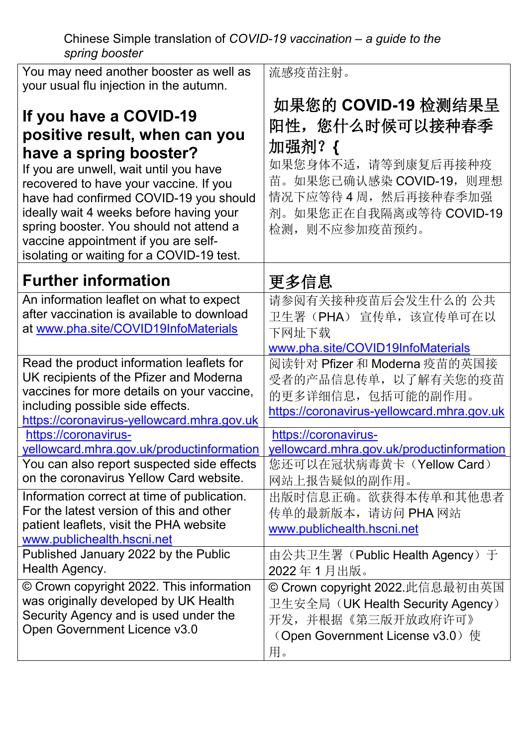Chinese Simple translation of *COVID-19 vaccination – a guide to the spring booster*

| | |
|---|---|
| You may need another booster as well as your usual flu injection in the autumn.<br><br>**If you have a COVID-19 positive result, when can you have a spring booster?**<br>If you are unwell, wait until you have recovered to have your vaccine. If you have had confirmed COVID-19 you should ideally wait 4 weeks before having your spring booster. You should not attend a vaccine appointment if you are self-isolating or waiting for a COVID-19 test. | 流感疫苗注射。<br><br>**如果您的 COVID-19 检测结果呈阳性，您什么时候可以接种春季加强剂？{**<br>如果您身体不适，请等到康复后再接种疫苗。如果您已确认感染 COVID-19，则理想情况下应等待 4 周，然后再接种春季加强剂。如果您正在自我隔离或等待 COVID-19 检测，则不应参加疫苗预约。 |
| **Further information** | **更多信息** |
| An information leaflet on what to expect after vaccination is available to download at www.pha.site/COVID19InfoMaterials | 请参阅有关接种疫苗后会发生什么的 公共卫生署（PHA） 宣传单，该宣传单可在以下网址下载 www.pha.site/COVID19InfoMaterials |
| Read the product information leaflets for UK recipients of the Pfizer and Moderna vaccines for more details on your vaccine, including possible side effects. https://coronavirus-yellowcard.mhra.gov.uk | 阅读针对 Pfizer 和 Moderna 疫苗的英国接受者的产品信息传单，以了解有关您的疫苗的更多详细信息，包括可能的副作用。 https://coronavirus-yellowcard.mhra.gov.uk |
| https://coronavirus-yellowcard.mhra.gov.uk/productinformation | https://coronavirus-yellowcard.mhra.gov.uk/productinformation |
| You can also report suspected side effects on the coronavirus Yellow Card website. | 您还可以在冠状病毒黄卡（Yellow Card）网站上报告疑似的副作用。 |
| Information correct at time of publication. For the latest version of this and other patient leaflets, visit the PHA website www.publichealth.hscni.net | 出版时信息正确。欲获得本传单和其他患者传单的最新版本，请访问 PHA 网站 www.publichealth.hscni.net |
| Published January 2022 by the Public Health Agency. | 由公共卫生署（Public Health Agency）于 2022 年 1 月出版。 |
| © Crown copyright 2022. This information was originally developed by UK Health Security Agency and is used under the Open Government Licence v3.0 | © Crown copyright 2022.此信息最初由英国卫生安全局（UK Health Security Agency）开发，并根据《第三版开放政府许可》（Open Government License v3.0）使用。 |